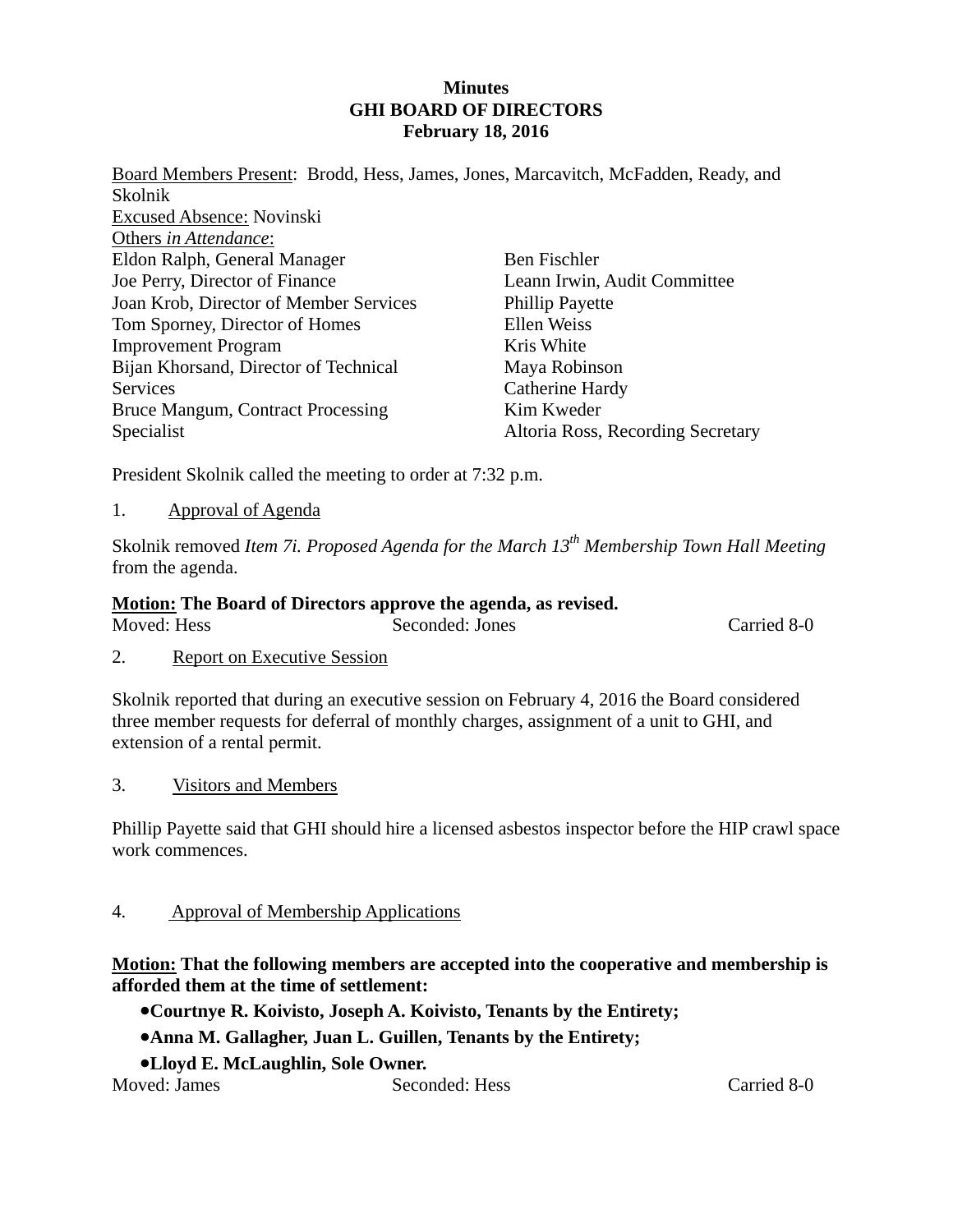**Minutes**
**GHI BOARD OF DIRECTORS**
**February 18, 2016**

Board Members Present: Brodd, Hess, James, Jones, Marcavitch, McFadden, Ready, and Skolnik
Excused Absence: Novinski
Others *in Attendance*:

Eldon Ralph, General Manager
Joe Perry, Director of Finance
Joan Krob, Director of Member Services
Tom Sporney, Director of Homes Improvement Program
Bijan Khorsand, Director of Technical Services
Bruce Mangum, Contract Processing Specialist
Ben Fischler
Leann Irwin, Audit Committee
Phillip Payette
Ellen Weiss
Kris White
Maya Robinson
Catherine Hardy
Kim Kweder
Altoria Ross, Recording Secretary

President Skolnik called the meeting to order at 7:32 p.m.

1. Approval of Agenda

Skolnik removed *Item 7i. Proposed Agenda for the March 13th Membership Town Hall Meeting* from the agenda.

**Motion: The Board of Directors approve the agenda, as revised.**
Moved: Hess Seconded: Jones Carried 8-0

2. Report on Executive Session

Skolnik reported that during an executive session on February 4, 2016 the Board considered three member requests for deferral of monthly charges, assignment of a unit to GHI, and extension of a rental permit.

3. Visitors and Members

Phillip Payette said that GHI should hire a licensed asbestos inspector before the HIP crawl space work commences.

4. Approval of Membership Applications

**Motion: That the following members are accepted into the cooperative and membership is afforded them at the time of settlement:**

- **Courtnye R. Koivisto, Joseph A. Koivisto, Tenants by the Entirety;**
- **Anna M. Gallagher, Juan L. Guillen, Tenants by the Entirety;**
- **Lloyd E. McLaughlin, Sole Owner.**

Moved: James Seconded: Hess Carried 8-0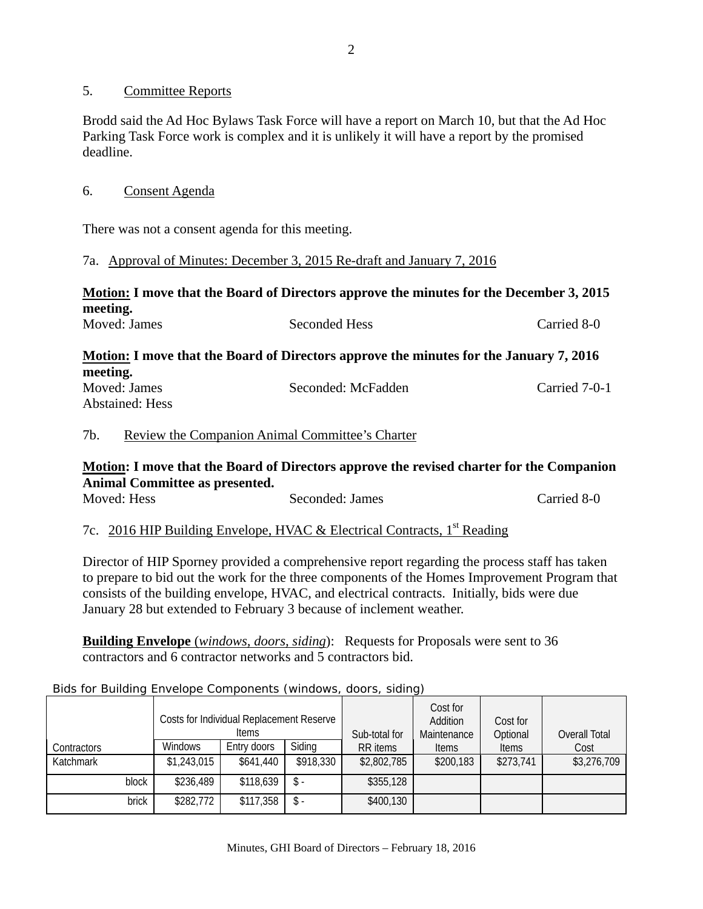5. Committee Reports

Brodd said the Ad Hoc Bylaws Task Force will have a report on March 10, but that the Ad Hoc Parking Task Force work is complex and it is unlikely it will have a report by the promised deadline.

6. Consent Agenda

There was not a consent agenda for this meeting.

7a. Approval of Minutes: December 3, 2015 Re-draft and January 7, 2016

**Motion: I move that the Board of Directors approve the minutes for the December 3, 2015 meeting.**

Moved: James Seconded Hess Carried 8-0

**Motion: I move that the Board of Directors approve the minutes for the January 7, 2016 meeting.**

Moved: James Seconded: McFadden Carried 7-0-1
Abstained: Hess

7b. Review the Companion Animal Committee's Charter

**Motion: I move that the Board of Directors approve the revised charter for the Companion Animal Committee as presented.**

Moved: Hess Seconded: James Carried 8-0

7c. 2016 HIP Building Envelope, HVAC & Electrical Contracts, 1st Reading

Director of HIP Sporney provided a comprehensive report regarding the process staff has taken to prepare to bid out the work for the three components of the Homes Improvement Program that consists of the building envelope, HVAC, and electrical contracts. Initially, bids were due January 28 but extended to February 3 because of inclement weather.

**Building Envelope** (*windows, doors, siding*): Requests for Proposals were sent to 36 contractors and 6 contractor networks and 5 contractors bid.

Bids for Building Envelope Components (windows, doors, siding)

| Contractors | Costs for Individual Replacement Reserve Items | | | Sub-total for RR items | Cost for Addition Maintenance Items | Cost for Optional Items | Overall Total Cost |
|---|---|---|---|---|---|---|---|
| | Windows | Entry doors | Siding | | | | |
| Katchmark | $1,243,015 | $641,440 | $918,330 | $2,802,785 | $200,183 | $273,741 | $3,276,709 |
| block | $236,489 | $118,639 | $ - | $355,128 | | | |
| brick | $282,772 | $117,358 | $ - | $400,130 | | | |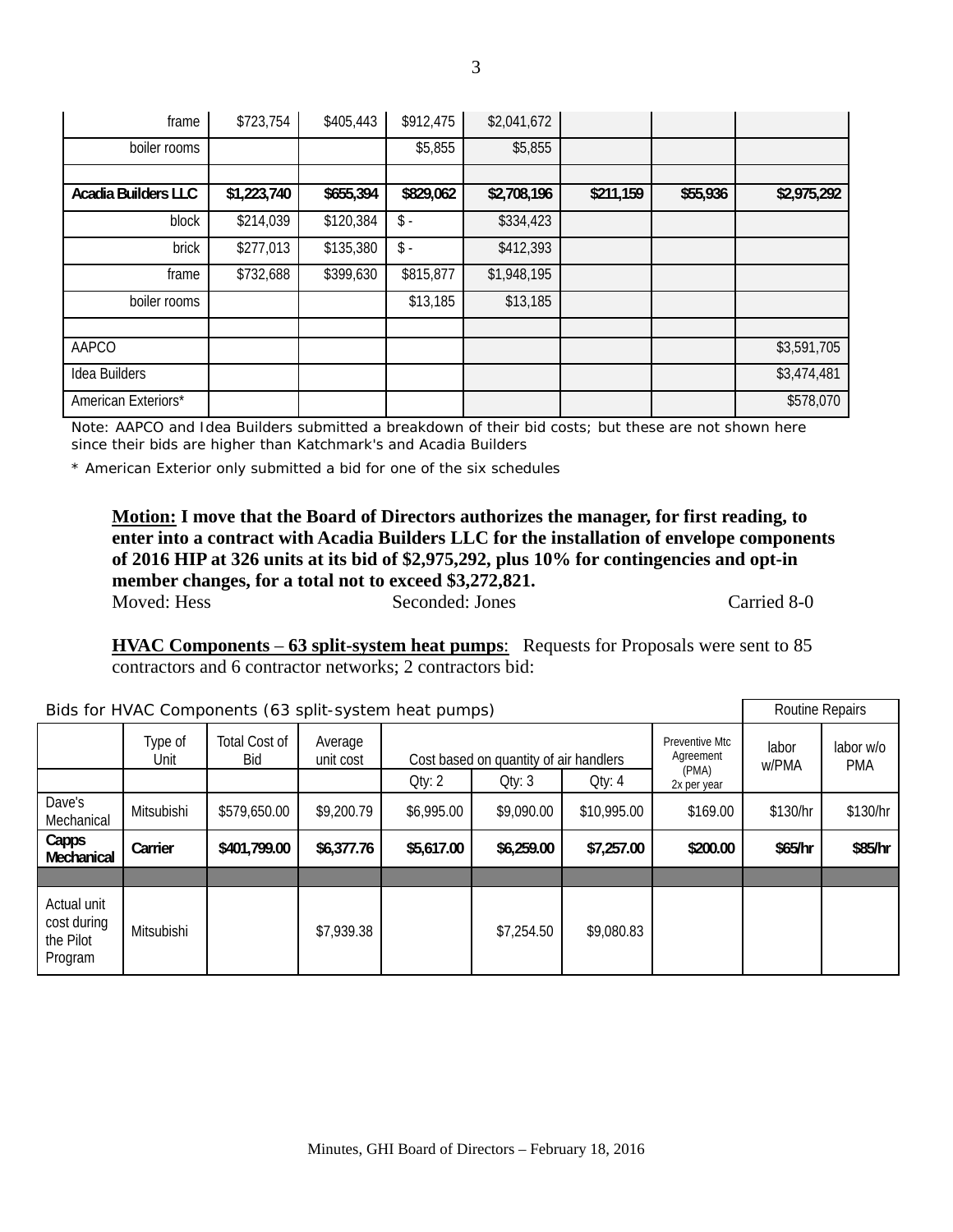| | | | | | | | |
|---|---|---|---|---|---|---|---|
| frame | $723,754 | $405,443 | $912,475 | $2,041,672 | | | |
| boiler rooms | | | $5,855 | $5,855 | | | |
| | | | | | | | |
| **Acadia Builders LLC** | **$1,223,740** | **$655,394** | **$829,062** | **$2,708,196** | **$211,159** | **$55,936** | **$2,975,292** |
| block | $214,039 | $120,384 | $ - | $334,423 | | | |
| brick | $277,013 | $135,380 | $ - | $412,393 | | | |
| frame | $732,688 | $399,630 | $815,877 | $1,948,195 | | | |
| boiler rooms | | | $13,185 | $13,185 | | | |
| | | | | | | | |
| AAPCO | | | | | | | $3,591,705 |
| Idea Builders | | | | | | | $3,474,481 |
| American Exteriors* | | | | | | | $578,070 |

Note: AAPCO and Idea Builders submitted a breakdown of their bid costs; but these are not shown here since their bids are higher than Katchmark's and Acadia Builders

* American Exterior only submitted a bid for one of the six schedules

**Motion: I move that the Board of Directors authorizes the manager, for first reading, to enter into a contract with Acadia Builders LLC for the installation of envelope components of 2016 HIP at 326 units at its bid of $2,975,292, plus 10% for contingencies and opt-in member changes, for a total not to exceed $3,272,821.**

Moved: Hess  Seconded: Jones  Carried 8-0

**HVAC Components – 63 split-system heat pumps**: Requests for Proposals were sent to 85 contractors and 6 contractor networks; 2 contractors bid:

Bids for HVAC Components (63 split-system heat pumps)

| | Type of Unit | Total Cost of Bid | Average unit cost | Cost based on quantity of air handlers | | | Preventive Mtc Agreement (PMA) 2x per year | Routine Repairs | |
|---|---|---|---|---|---|---|---|---|---|
| | | | | Qty: 2 | Qty: 3 | Qty: 4 | | labor w/PMA | labor w/o PMA |
| Dave's Mechanical | Mitsubishi | $579,650.00 | $9,200.79 | $6,995.00 | $9,090.00 | $10,995.00 | $169.00 | $130/hr | $130/hr |
| **Capps Mechanical** | **Carrier** | **$401,799.00** | **$6,377.76** | **$5,617.00** | **$6,259.00** | **$7,257.00** | **$200.00** | **$65/hr** | **$85/hr** |
| | | | | | | | | | |
| Actual unit cost during the Pilot Program | Mitsubishi | | $7,939.38 | | $7,254.50 | $9,080.83 | | | |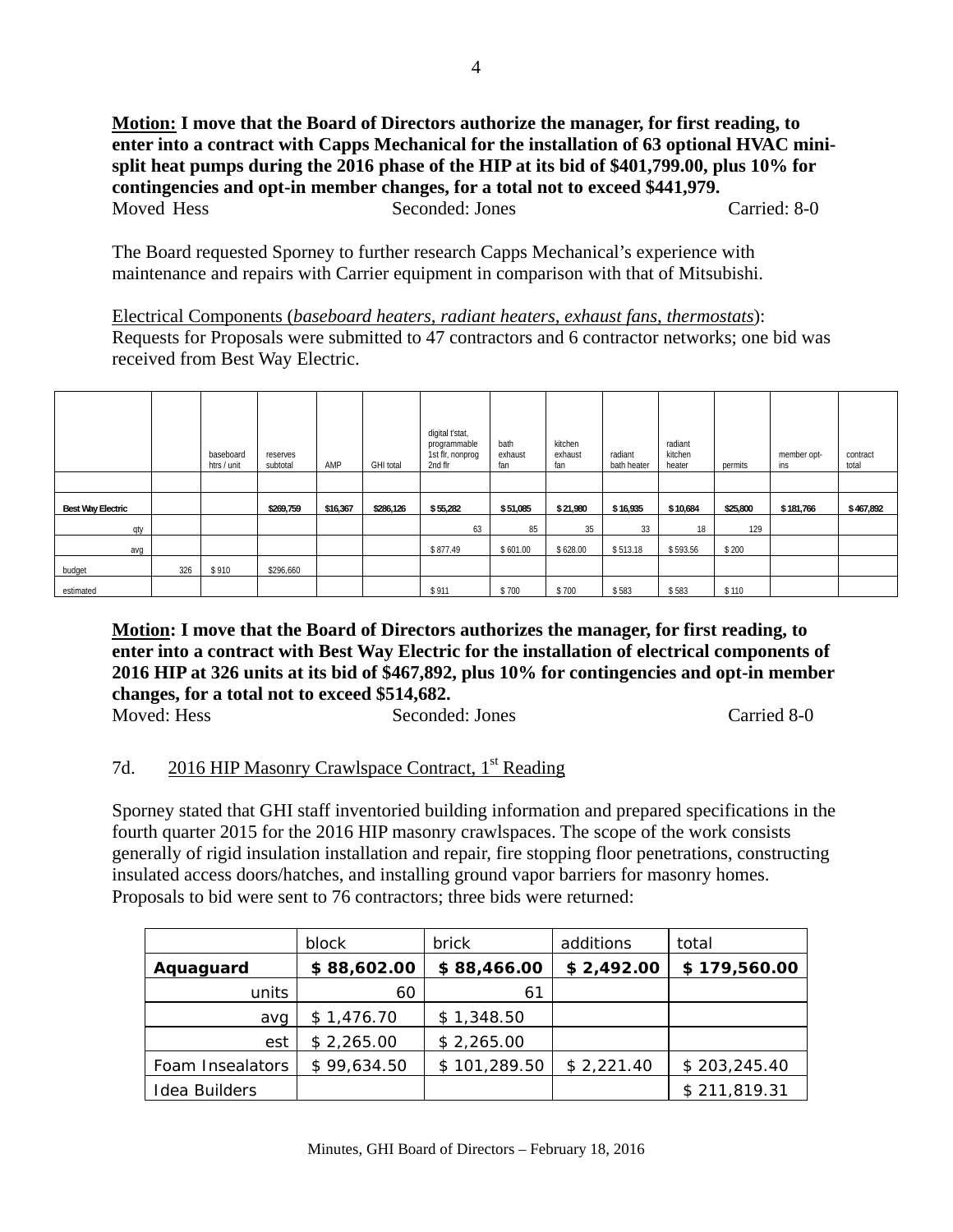**Motion: I move that the Board of Directors authorize the manager, for first reading, to enter into a contract with Capps Mechanical for the installation of 63 optional HVAC mini-split heat pumps during the 2016 phase of the HIP at its bid of $401,799.00, plus 10% for contingencies and opt-in member changes, for a total not to exceed $441,979.**

Moved Hess | Seconded: Jones | Carried: 8-0

The Board requested Sporney to further research Capps Mechanical's experience with maintenance and repairs with Carrier equipment in comparison with that of Mitsubishi.

Electrical Components (*baseboard heaters, radiant heaters, exhaust fans, thermostats*): Requests for Proposals were submitted to 47 contractors and 6 contractor networks; one bid was received from Best Way Electric.

| | | baseboard htrs / unit | reserves subtotal | AMP | GHI total | digital t'stat, programmable 1st flr, nonprog 2nd flr | bath exhaust fan | kitchen exhaust fan | radiant bath heater | radiant kitchen heater | permits | member opt-ins | contract total |
|---|---|---|---|---|---|---|---|---|---|---|---|---|---|
| | | | | | | | | | | | | | |
| **Best Way Electric** | | | **$269,759** | **$16,367** | **$286,126** | **$ 55,282** | **$ 51,085** | **$ 21,980** | **$ 16,935** | **$ 10,684** | **$25,800** | **$ 181,766** | **$ 467,892** |
| qty | | | | | | 63 | 85 | 35 | 33 | 18 | 129 | | |
| avg | | | | | | $ 877.49 | $ 601.00 | $ 628.00 | $ 513.18 | $ 593.56 | $ 200 | | |
| budget | 326 | $ 910 | $296,660 | | | | | | | | | | |
| estimated | | | | | | $ 911 | $ 700 | $ 700 | $ 583 | $ 583 | $ 110 | | |

**Motion: I move that the Board of Directors authorizes the manager, for first reading, to enter into a contract with Best Way Electric for the installation of electrical components of 2016 HIP at 326 units at its bid of $467,892, plus 10% for contingencies and opt-in member changes, for a total not to exceed $514,682.**

Moved: Hess | Seconded: Jones | Carried 8-0

7d. 2016 HIP Masonry Crawlspace Contract, 1st Reading

Sporney stated that GHI staff inventoried building information and prepared specifications in the fourth quarter 2015 for the 2016 HIP masonry crawlspaces. The scope of the work consists generally of rigid insulation installation and repair, fire stopping floor penetrations, constructing insulated access doors/hatches, and installing ground vapor barriers for masonry homes. Proposals to bid were sent to 76 contractors; three bids were returned:

| | block | brick | additions | total |
|---|---|---|---|---|
| **Aquaguard** | **$ 88,602.00** | **$ 88,466.00** | **$ 2,492.00** | **$ 179,560.00** |
| units | 60 | 61 | | |
| avg | $ 1,476.70 | $ 1,348.50 | | |
| est | $ 2,265.00 | $ 2,265.00 | | |
| Foam Insealators | $ 99,634.50 | $ 101,289.50 | $ 2,221.40 | $ 203,245.40 |
| Idea Builders | | | | $ 211,819.31 |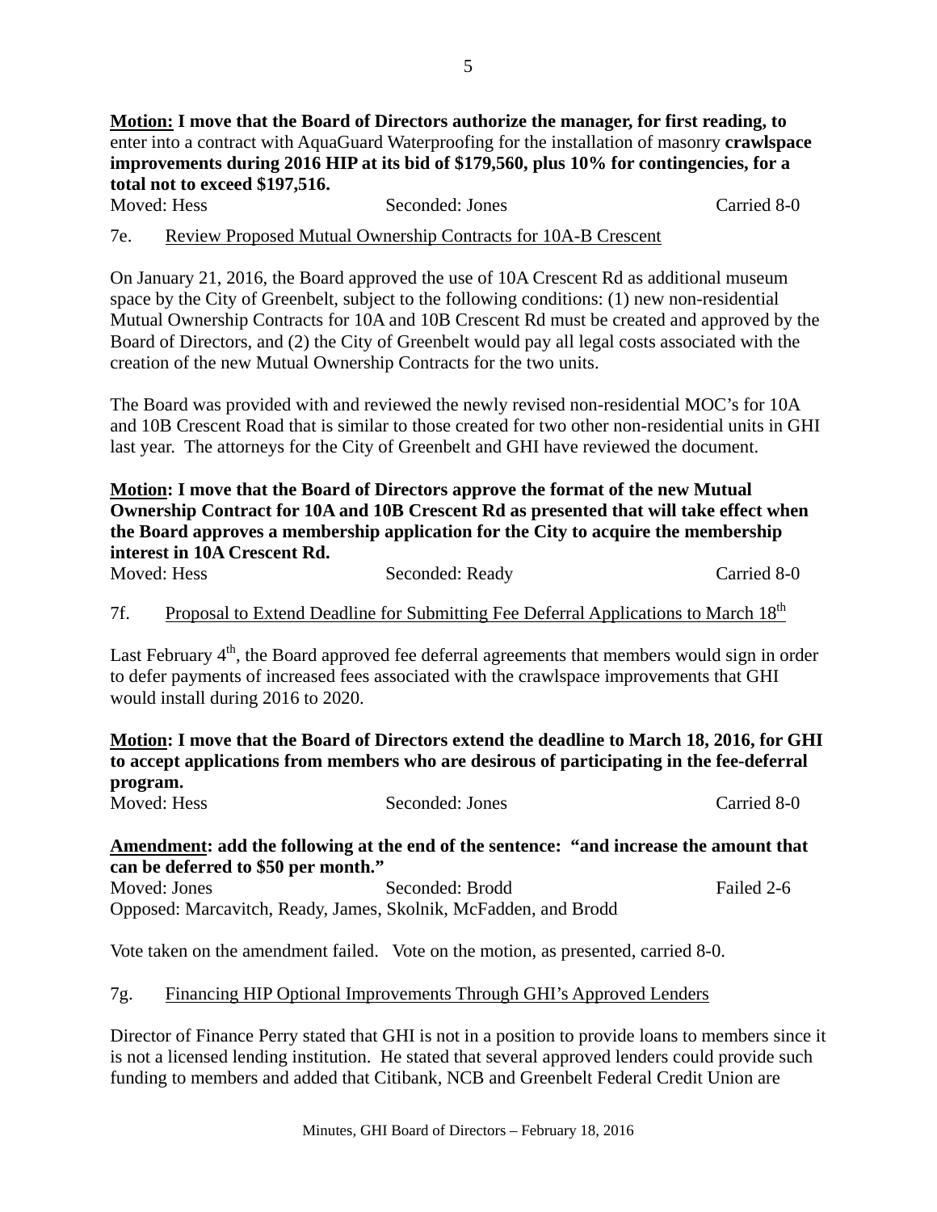**Motion:** **I move that the Board of Directors authorize the manager, for first reading, to** enter into a contract with AquaGuard Waterproofing for the installation of masonry **crawlspace improvements during 2016 HIP at its bid of $179,560, plus 10% for contingencies, for a total not to exceed $197,516.**

Moved: Hess Seconded: Jones Carried 8-0

7e. Review Proposed Mutual Ownership Contracts for 10A-B Crescent

On January 21, 2016, the Board approved the use of 10A Crescent Rd as additional museum space by the City of Greenbelt, subject to the following conditions: (1) new non-residential Mutual Ownership Contracts for 10A and 10B Crescent Rd must be created and approved by the Board of Directors, and (2) the City of Greenbelt would pay all legal costs associated with the creation of the new Mutual Ownership Contracts for the two units.

The Board was provided with and reviewed the newly revised non-residential MOC's for 10A and 10B Crescent Road that is similar to those created for two other non-residential units in GHI last year. The attorneys for the City of Greenbelt and GHI have reviewed the document.

**Motion: I move that the Board of Directors approve the format of the new Mutual Ownership Contract for 10A and 10B Crescent Rd as presented that will take effect when the Board approves a membership application for the City to acquire the membership interest in 10A Crescent Rd.**

Moved: Hess Seconded: Ready Carried 8-0

7f. Proposal to Extend Deadline for Submitting Fee Deferral Applications to March 18th

Last February 4th, the Board approved fee deferral agreements that members would sign in order to defer payments of increased fees associated with the crawlspace improvements that GHI would install during 2016 to 2020.

**Motion: I move that the Board of Directors extend the deadline to March 18, 2016, for GHI to accept applications from members who are desirous of participating in the fee-deferral program.**

Moved: Hess Seconded: Jones Carried 8-0

**Amendment: add the following at the end of the sentence: "and increase the amount that can be deferred to $50 per month."**

Moved: Jones Seconded: Brodd Failed 2-6

Opposed: Marcavitch, Ready, James, Skolnik, McFadden, and Brodd

Vote taken on the amendment failed. Vote on the motion, as presented, carried 8-0.

7g. Financing HIP Optional Improvements Through GHI's Approved Lenders

Director of Finance Perry stated that GHI is not in a position to provide loans to members since it is not a licensed lending institution. He stated that several approved lenders could provide such funding to members and added that Citibank, NCB and Greenbelt Federal Credit Union are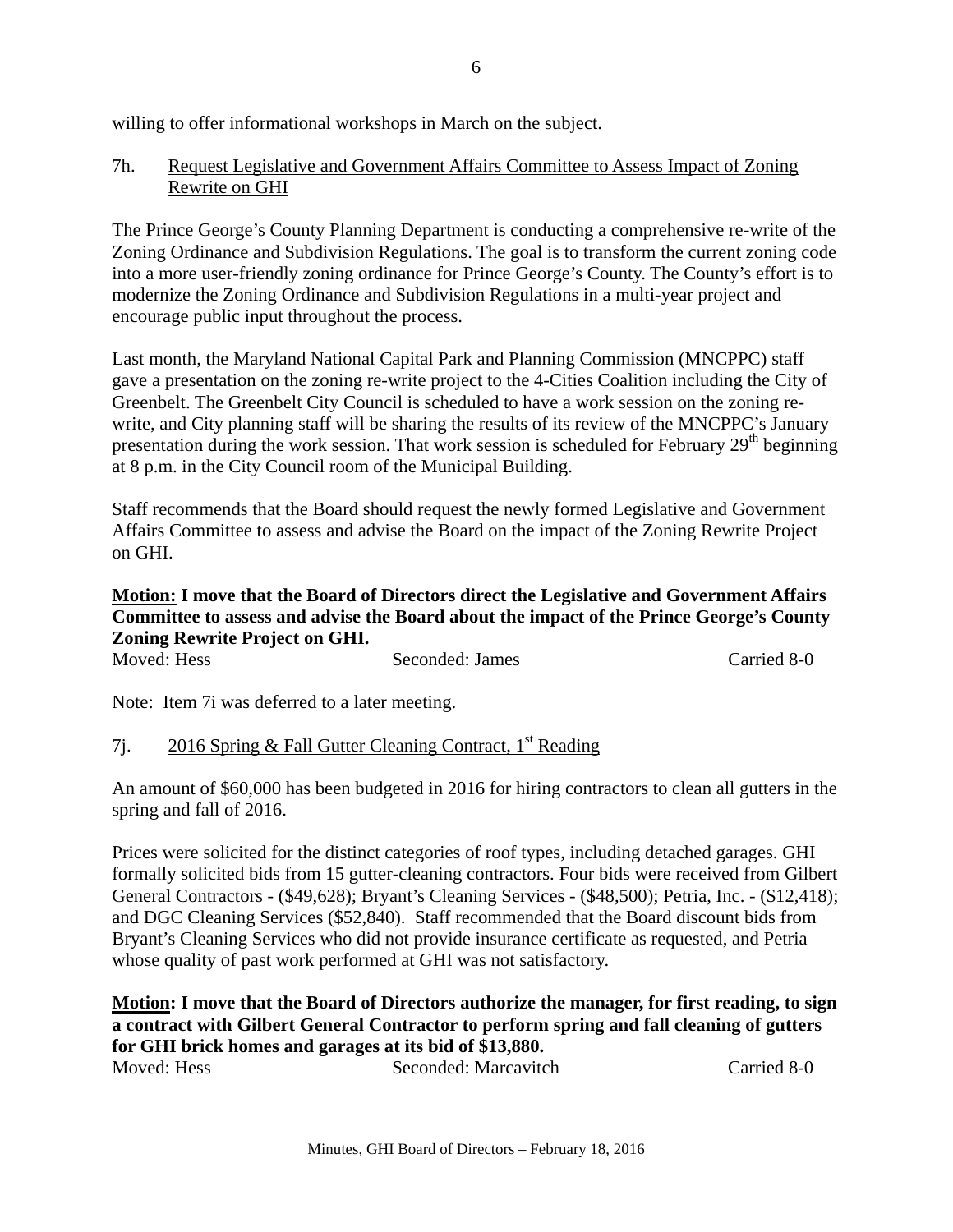willing to offer informational workshops in March on the subject.

7h. Request Legislative and Government Affairs Committee to Assess Impact of Zoning Rewrite on GHI

The Prince George's County Planning Department is conducting a comprehensive re-write of the Zoning Ordinance and Subdivision Regulations. The goal is to transform the current zoning code into a more user-friendly zoning ordinance for Prince George's County. The County's effort is to modernize the Zoning Ordinance and Subdivision Regulations in a multi-year project and encourage public input throughout the process.

Last month, the Maryland National Capital Park and Planning Commission (MNCPPC) staff gave a presentation on the zoning re-write project to the 4-Cities Coalition including the City of Greenbelt. The Greenbelt City Council is scheduled to have a work session on the zoning re-write, and City planning staff will be sharing the results of its review of the MNCPPC's January presentation during the work session. That work session is scheduled for February 29th beginning at 8 p.m. in the City Council room of the Municipal Building.

Staff recommends that the Board should request the newly formed Legislative and Government Affairs Committee to assess and advise the Board on the impact of the Zoning Rewrite Project on GHI.

**Motion: I move that the Board of Directors direct the Legislative and Government Affairs Committee to assess and advise the Board about the impact of the Prince George's County Zoning Rewrite Project on GHI.**

Moved: Hess Seconded: James Carried 8-0

Note: Item 7i was deferred to a later meeting.

7j. 2016 Spring & Fall Gutter Cleaning Contract, 1st Reading

An amount of $60,000 has been budgeted in 2016 for hiring contractors to clean all gutters in the spring and fall of 2016.

Prices were solicited for the distinct categories of roof types, including detached garages. GHI formally solicited bids from 15 gutter-cleaning contractors. Four bids were received from Gilbert General Contractors - ($49,628); Bryant's Cleaning Services - ($48,500); Petria, Inc. - ($12,418); and DGC Cleaning Services ($52,840). Staff recommended that the Board discount bids from Bryant's Cleaning Services who did not provide insurance certificate as requested, and Petria whose quality of past work performed at GHI was not satisfactory.

**Motion: I move that the Board of Directors authorize the manager, for first reading, to sign a contract with Gilbert General Contractor to perform spring and fall cleaning of gutters for GHI brick homes and garages at its bid of $13,880.**

Moved: Hess Seconded: Marcavitch Carried 8-0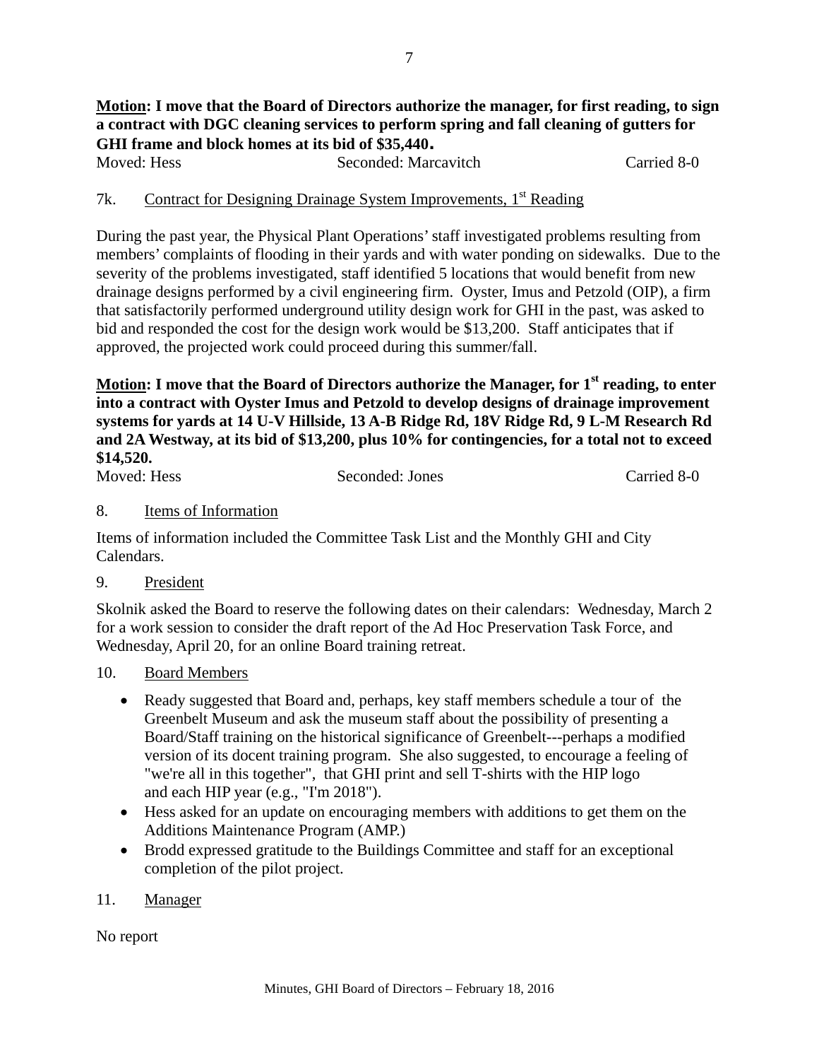**<u>Motion</u>: I move that the Board of Directors authorize the manager, for first reading, to sign a contract with DGC cleaning services to perform spring and fall cleaning of gutters for GHI frame and block homes at its bid of $35,440.**

Moved: Hess Seconded: Marcavitch Carried 8-0

7k. <u>Contract for Designing Drainage System Improvements, 1st Reading</u>

During the past year, the Physical Plant Operations' staff investigated problems resulting from members' complaints of flooding in their yards and with water ponding on sidewalks. Due to the severity of the problems investigated, staff identified 5 locations that would benefit from new drainage designs performed by a civil engineering firm. Oyster, Imus and Petzold (OIP), a firm that satisfactorily performed underground utility design work for GHI in the past, was asked to bid and responded the cost for the design work would be $13,200. Staff anticipates that if approved, the projected work could proceed during this summer/fall.

**<u>Motion</u>: I move that the Board of Directors authorize the Manager, for 1st reading, to enter into a contract with Oyster Imus and Petzold to develop designs of drainage improvement systems for yards at 14 U-V Hillside, 13 A-B Ridge Rd, 18V Ridge Rd, 9 L-M Research Rd and 2A Westway, at its bid of $13,200, plus 10% for contingencies, for a total not to exceed $14,520.**

Moved: Hess Seconded: Jones Carried 8-0

8. <u>Items of Information</u>

Items of information included the Committee Task List and the Monthly GHI and City Calendars.

9. <u>President</u>

Skolnik asked the Board to reserve the following dates on their calendars: Wednesday, March 2 for a work session to consider the draft report of the Ad Hoc Preservation Task Force, and Wednesday, April 20, for an online Board training retreat.

10. <u>Board Members</u>

- Ready suggested that Board and, perhaps, key staff members schedule a tour of the Greenbelt Museum and ask the museum staff about the possibility of presenting a Board/Staff training on the historical significance of Greenbelt---perhaps a modified version of its docent training program. She also suggested, to encourage a feeling of "we're all in this together", that GHI print and sell T-shirts with the HIP logo and each HIP year (e.g., "I'm 2018").
- Hess asked for an update on encouraging members with additions to get them on the Additions Maintenance Program (AMP.)
- Brodd expressed gratitude to the Buildings Committee and staff for an exceptional completion of the pilot project.

11. <u>Manager</u>

No report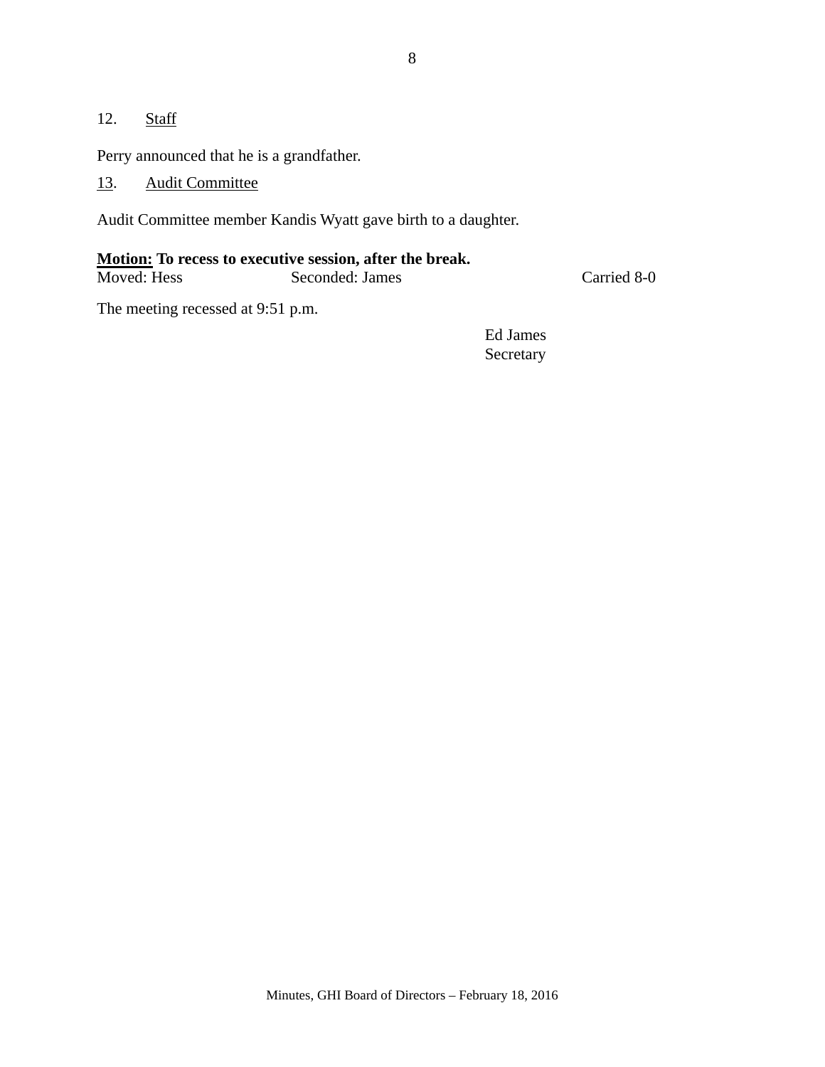12. Staff

Perry announced that he is a grandfather.

13. Audit Committee

Audit Committee member Kandis Wyatt gave birth to a daughter.

**Motion: To recess to executive session, after the break.**

Moved: Hess Seconded: James Carried 8-0

The meeting recessed at 9:51 p.m.

Ed James
Secretary